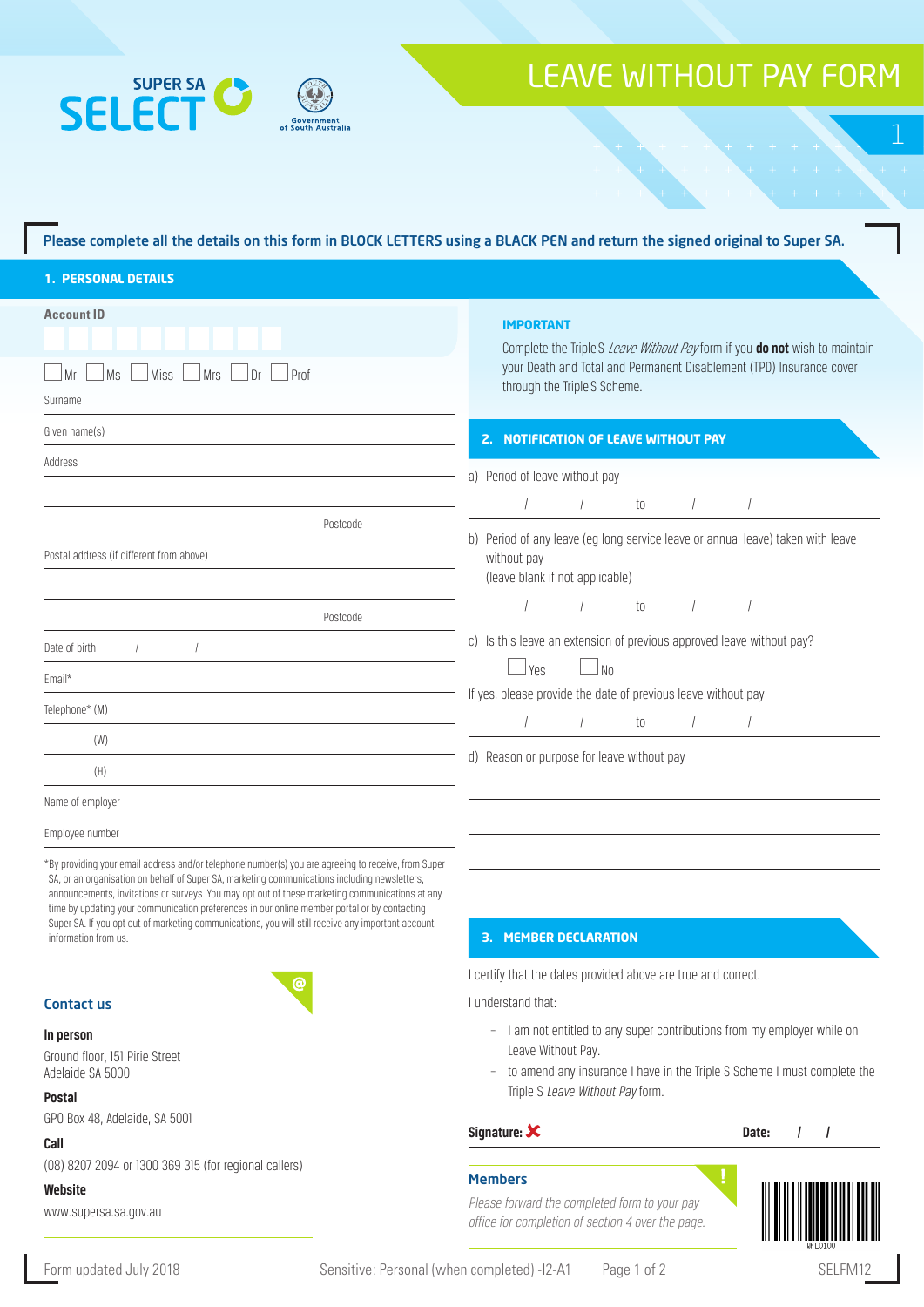SUPER SA SELECT

Government of South Australia

# LEAVE WITHOUT PAY FORM

**Please complete all the details on this form in BLOCK LETTERS using a BLACK PEN and return the signed original to Super SA.**

## 1. PERSONAL DETAILS

**Account ID**

☐ Mr ☐ Ms ☐ Miss ☐ Mrs ☐ Dr ☐ Prof

Surname

Given name(s)

Address

Postcode

Postal address (if different from above)

Postcode

Date of birth / /

Email*

Telephone* (M)

(W)

(H)

Name of employer

Employee number

*By providing your email address and/or telephone number(s) you are agreeing to receive, from Super SA, or an organisation on behalf of Super SA, marketing communications including newsletters, announcements, invitations or surveys. You may opt out of these marketing communications at any time by updating your communication preferences in our online member portal or by contacting Super SA. If you opt out of marketing communications, you will still receive any important account information from us.

### Contact us

**In person**

Ground floor, 151 Pirie Street
Adelaide SA 5000

**Postal**

GPO Box 48, Adelaide, SA 5001

**Call**

(08) 8207 2094 or 1300 369 315 (for regional callers)

**Website**

www.supersa.sa.gov.au

**IMPORTANT**

Complete the Triple S *Leave Without Pay* form if you **do not** wish to maintain your Death and Total and Permanent Disablement (TPD) Insurance cover through the Triple S Scheme.

## 2. NOTIFICATION OF LEAVE WITHOUT PAY

a) Period of leave without pay

/ / to / /

b) Period of any leave (eg long service leave or annual leave) taken with leave without pay
(leave blank if not applicable)

/ / to / /

c) Is this leave an extension of previous approved leave without pay?

☐ Yes ☐ No

If yes, please provide the date of previous leave without pay

/ / to / /

d) Reason or purpose for leave without pay

## 3. MEMBER DECLARATION

I certify that the dates provided above are true and correct.

I understand that:

- I am not entitled to any super contributions from my employer while on Leave Without Pay.
- to amend any insurance I have in the Triple S Scheme I must complete the Triple S *Leave Without Pay* form.

**Signature:** ✗ **Date:** / /

### Members

*Please forward the completed form to your pay office for completion of section 4 over the page.*

WFL0100

Form updated July 2018 Sensitive: Personal (when completed) -I2-A1 SELFM12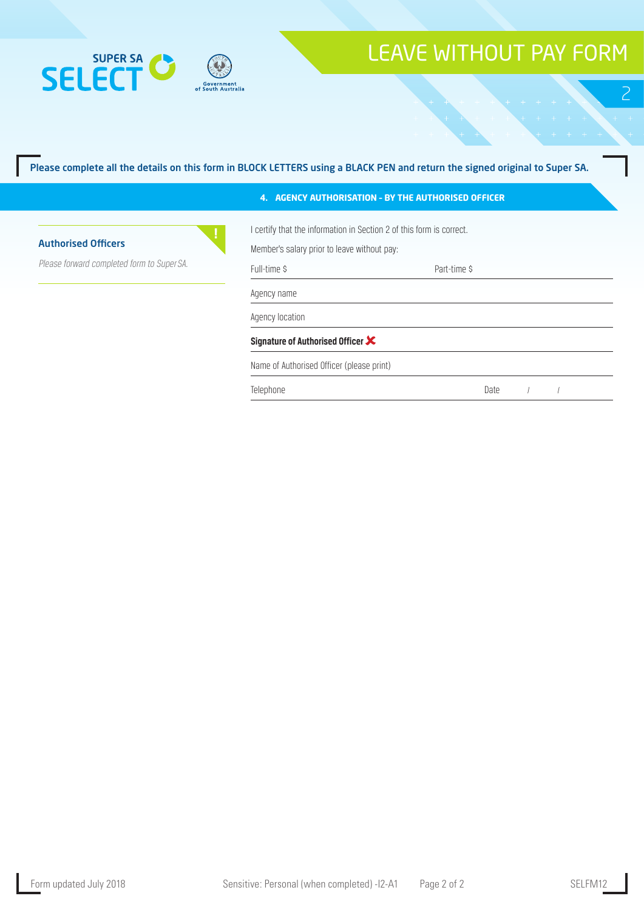# LEAVE WITHOUT PAY FORM

**Please complete all the details on this form in BLOCK LETTERS using a BLACK PEN and return the signed original to Super SA.**

## 4. AGENCY AUTHORISATION – BY THE AUTHORISED OFFICER

**Authorised Officers**

*Please forward completed form to Super SA.*

I certify that the information in Section 2 of this form is correct.

Member's salary prior to leave without pay:

Full-time $ Part-time $

Agency name

Agency location

**Signature of Authorised Officer** ✘

Name of Authorised Officer (please print)

Telephone Date / /

Form updated July 2018 Sensitive: Personal (when completed) -I2-A1 SELFM12